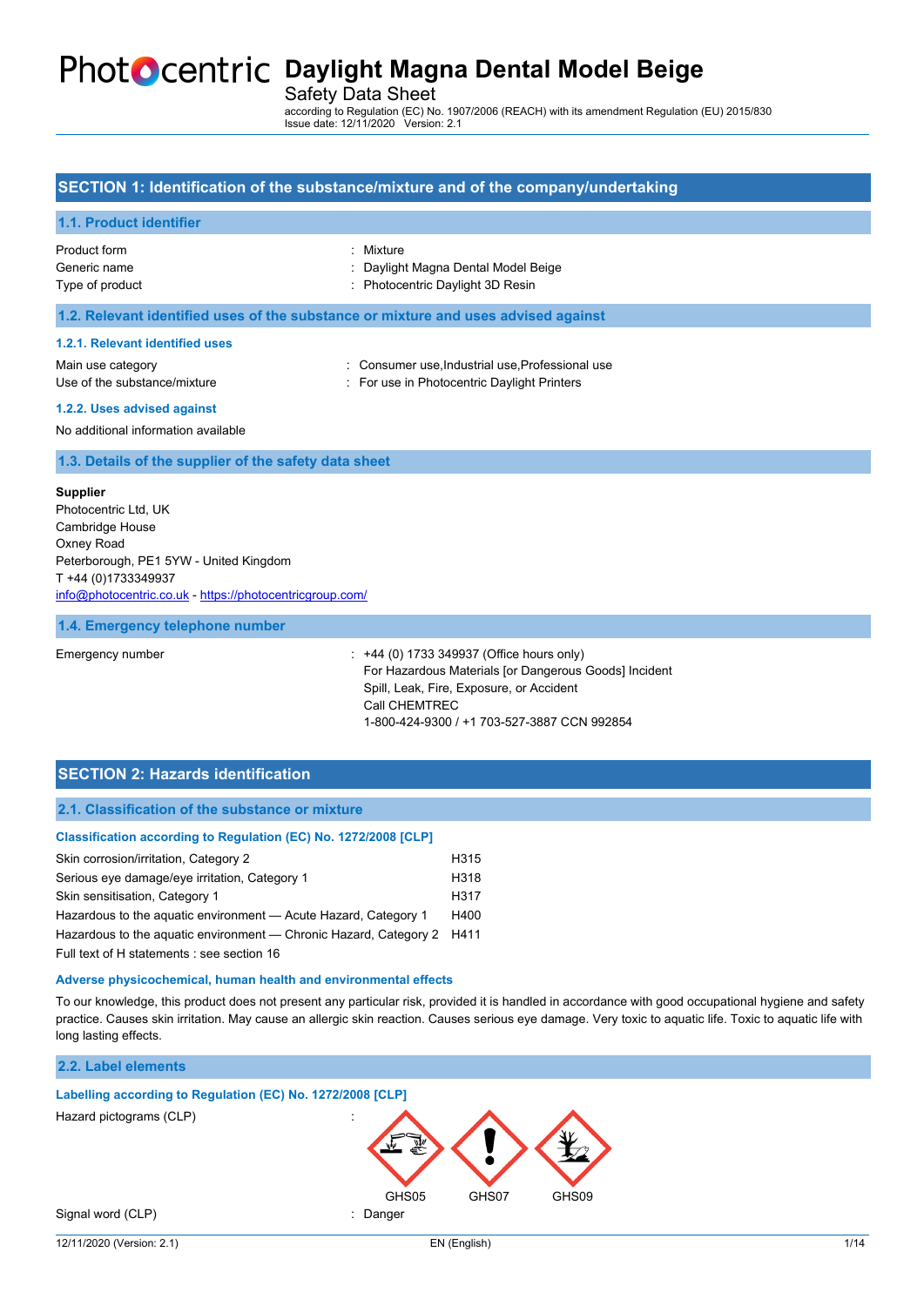# Daylight Magna Dental Model Beige

Safety Data Sheet

according to Regulation (EC) No. 1907/2006 (REACH) with its amendment Regulation (EU) 2015/830
Issue date: 12/11/2020 Version: 2.1

## SECTION 1: Identification of the substance/mixture and of the company/undertaking

### 1.1. Product identifier

| | |
|---|---|
| Product form | : Mixture |
| Generic name | : Daylight Magna Dental Model Beige |
| Type of product | : Photocentric Daylight 3D Resin |

### 1.2. Relevant identified uses of the substance or mixture and uses advised against

#### 1.2.1. Relevant identified uses

| | |
|---|---|
| Main use category | : Consumer use,Industrial use,Professional use |
| Use of the substance/mixture | : For use in Photocentric Daylight Printers |

#### 1.2.2. Uses advised against

No additional information available

### 1.3. Details of the supplier of the safety data sheet

**Supplier**
Photocentric Ltd, UK
Cambridge House
Oxney Road
Peterborough, PE1 5YW - United Kingdom
T +44 (0)1733349937
info@photocentric.co.uk - https://photocentricgroup.com/

### 1.4. Emergency telephone number

Emergency number : +44 (0) 1733 349937 (Office hours only)
For Hazardous Materials [or Dangerous Goods] Incident
Spill, Leak, Fire, Exposure, or Accident
Call CHEMTREC
1-800-424-9300 / +1 703-527-3887 CCN 992854

## SECTION 2: Hazards identification

### 2.1. Classification of the substance or mixture

**Classification according to Regulation (EC) No. 1272/2008 [CLP]**

| | |
|---|---|
| Skin corrosion/irritation, Category 2 | H315 |
| Serious eye damage/eye irritation, Category 1 | H318 |
| Skin sensitisation, Category 1 | H317 |
| Hazardous to the aquatic environment — Acute Hazard, Category 1 | H400 |
| Hazardous to the aquatic environment — Chronic Hazard, Category 2 | H411 |

Full text of H statements : see section 16

**Adverse physicochemical, human health and environmental effects**

To our knowledge, this product does not present any particular risk, provided it is handled in accordance with good occupational hygiene and safety practice. Causes skin irritation. May cause an allergic skin reaction. Causes serious eye damage. Very toxic to aquatic life. Toxic to aquatic life with long lasting effects.

### 2.2. Label elements

**Labelling according to Regulation (EC) No. 1272/2008 [CLP]**

Hazard pictograms (CLP) : GHS05 GHS07 GHS09

Signal word (CLP) : Danger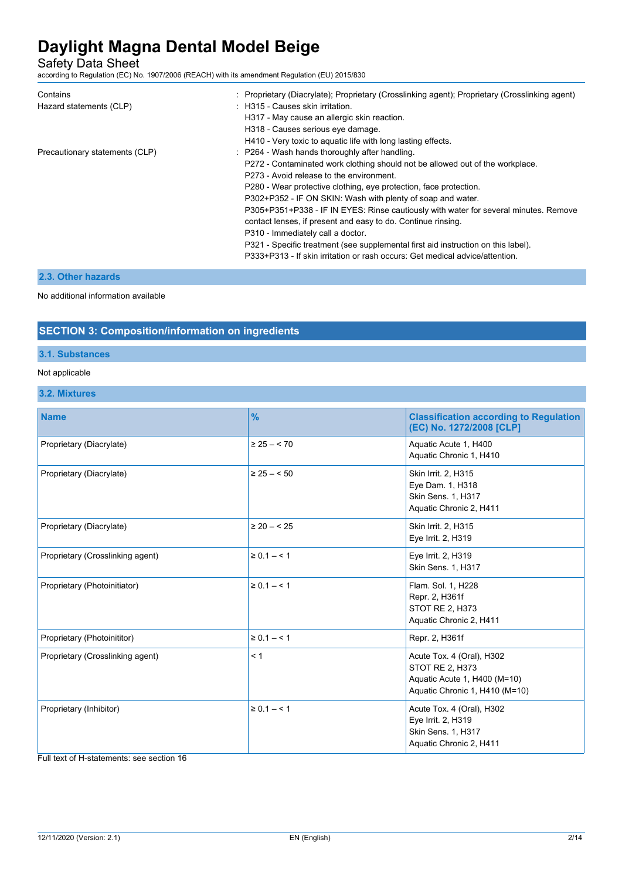| | |
|---|---|
| Contains | : Proprietary (Diacrylate); Proprietary (Crosslinking agent); Proprietary (Crosslinking agent) |
| Hazard statements (CLP) | : H315 - Causes skin irritation.<br>H317 - May cause an allergic skin reaction.<br>H318 - Causes serious eye damage.<br>H410 - Very toxic to aquatic life with long lasting effects. |
| Precautionary statements (CLP) | : P264 - Wash hands thoroughly after handling.<br>P272 - Contaminated work clothing should not be allowed out of the workplace.<br>P273 - Avoid release to the environment.<br>P280 - Wear protective clothing, eye protection, face protection.<br>P302+P352 - IF ON SKIN: Wash with plenty of soap and water.<br>P305+P351+P338 - IF IN EYES: Rinse cautiously with water for several minutes. Remove contact lenses, if present and easy to do. Continue rinsing.<br>P310 - Immediately call a doctor.<br>P321 - Specific treatment (see supplemental first aid instruction on this label).<br>P333+P313 - If skin irritation or rash occurs: Get medical advice/attention. |

### 2.3. Other hazards

No additional information available

## SECTION 3: Composition/information on ingredients

### 3.1. Substances

Not applicable

### 3.2. Mixtures

| Name | % | Classification according to Regulation (EC) No. 1272/2008 [CLP] |
|---|---|---|
| Proprietary (Diacrylate) | ≥ 25 – < 70 | Aquatic Acute 1, H400<br>Aquatic Chronic 1, H410 |
| Proprietary (Diacrylate) | ≥ 25 – < 50 | Skin Irrit. 2, H315<br>Eye Dam. 1, H318<br>Skin Sens. 1, H317<br>Aquatic Chronic 2, H411 |
| Proprietary (Diacrylate) | ≥ 20 – < 25 | Skin Irrit. 2, H315<br>Eye Irrit. 2, H319 |
| Proprietary (Crosslinking agent) | ≥ 0.1 – < 1 | Eye Irrit. 2, H319<br>Skin Sens. 1, H317 |
| Proprietary (Photoinitiator) | ≥ 0.1 – < 1 | Flam. Sol. 1, H228<br>Repr. 2, H361f<br>STOT RE 2, H373<br>Aquatic Chronic 2, H411 |
| Proprietary (Photoinititor) | ≥ 0.1 – < 1 | Repr. 2, H361f |
| Proprietary (Crosslinking agent) | < 1 | Acute Tox. 4 (Oral), H302<br>STOT RE 2, H373<br>Aquatic Acute 1, H400 (M=10)<br>Aquatic Chronic 1, H410 (M=10) |
| Proprietary (Inhibitor) | ≥ 0.1 – < 1 | Acute Tox. 4 (Oral), H302<br>Eye Irrit. 2, H319<br>Skin Sens. 1, H317<br>Aquatic Chronic 2, H411 |

Full text of H-statements: see section 16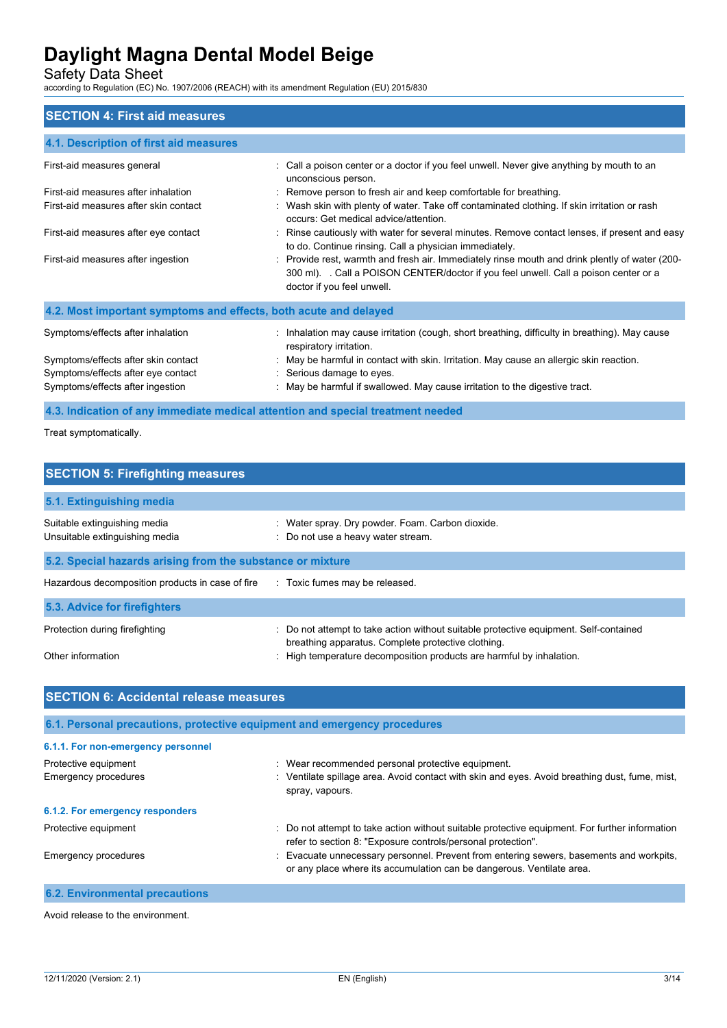## SECTION 4: First aid measures

### 4.1. Description of first aid measures

| | |
|---|---|
| First-aid measures general | : Call a poison center or a doctor if you feel unwell. Never give anything by mouth to an unconscious person. |
| First-aid measures after inhalation | : Remove person to fresh air and keep comfortable for breathing. |
| First-aid measures after skin contact | : Wash skin with plenty of water. Take off contaminated clothing. If skin irritation or rash occurs: Get medical advice/attention. |
| First-aid measures after eye contact | : Rinse cautiously with water for several minutes. Remove contact lenses, if present and easy to do. Continue rinsing. Call a physician immediately. |
| First-aid measures after ingestion | : Provide rest, warmth and fresh air. Immediately rinse mouth and drink plenty of water (200-300 ml). . Call a POISON CENTER/doctor if you feel unwell. Call a poison center or a doctor if you feel unwell. |

### 4.2. Most important symptoms and effects, both acute and delayed

| | |
|---|---|
| Symptoms/effects after inhalation | : Inhalation may cause irritation (cough, short breathing, difficulty in breathing). May cause respiratory irritation. |
| Symptoms/effects after skin contact | : May be harmful in contact with skin. Irritation. May cause an allergic skin reaction. |
| Symptoms/effects after eye contact | : Serious damage to eyes. |
| Symptoms/effects after ingestion | : May be harmful if swallowed. May cause irritation to the digestive tract. |

### 4.3. Indication of any immediate medical attention and special treatment needed

Treat symptomatically.

## SECTION 5: Firefighting measures

### 5.1. Extinguishing media

| | |
|---|---|
| Suitable extinguishing media | : Water spray. Dry powder. Foam. Carbon dioxide. |
| Unsuitable extinguishing media | : Do not use a heavy water stream. |

### 5.2. Special hazards arising from the substance or mixture

| | |
|---|---|
| Hazardous decomposition products in case of fire | : Toxic fumes may be released. |

### 5.3. Advice for firefighters

| | |
|---|---|
| Protection during firefighting | : Do not attempt to take action without suitable protective equipment. Self-contained breathing apparatus. Complete protective clothing. |
| Other information | : High temperature decomposition products are harmful by inhalation. |

## SECTION 6: Accidental release measures

### 6.1. Personal precautions, protective equipment and emergency procedures

#### 6.1.1. For non-emergency personnel

| | |
|---|---|
| Protective equipment | : Wear recommended personal protective equipment. |
| Emergency procedures | : Ventilate spillage area. Avoid contact with skin and eyes. Avoid breathing dust, fume, mist, spray, vapours. |

#### 6.1.2. For emergency responders

| | |
|---|---|
| Protective equipment | : Do not attempt to take action without suitable protective equipment. For further information refer to section 8: "Exposure controls/personal protection". |
| Emergency procedures | : Evacuate unnecessary personnel. Prevent from entering sewers, basements and workpits, or any place where its accumulation can be dangerous. Ventilate area. |

### 6.2. Environmental precautions

Avoid release to the environment.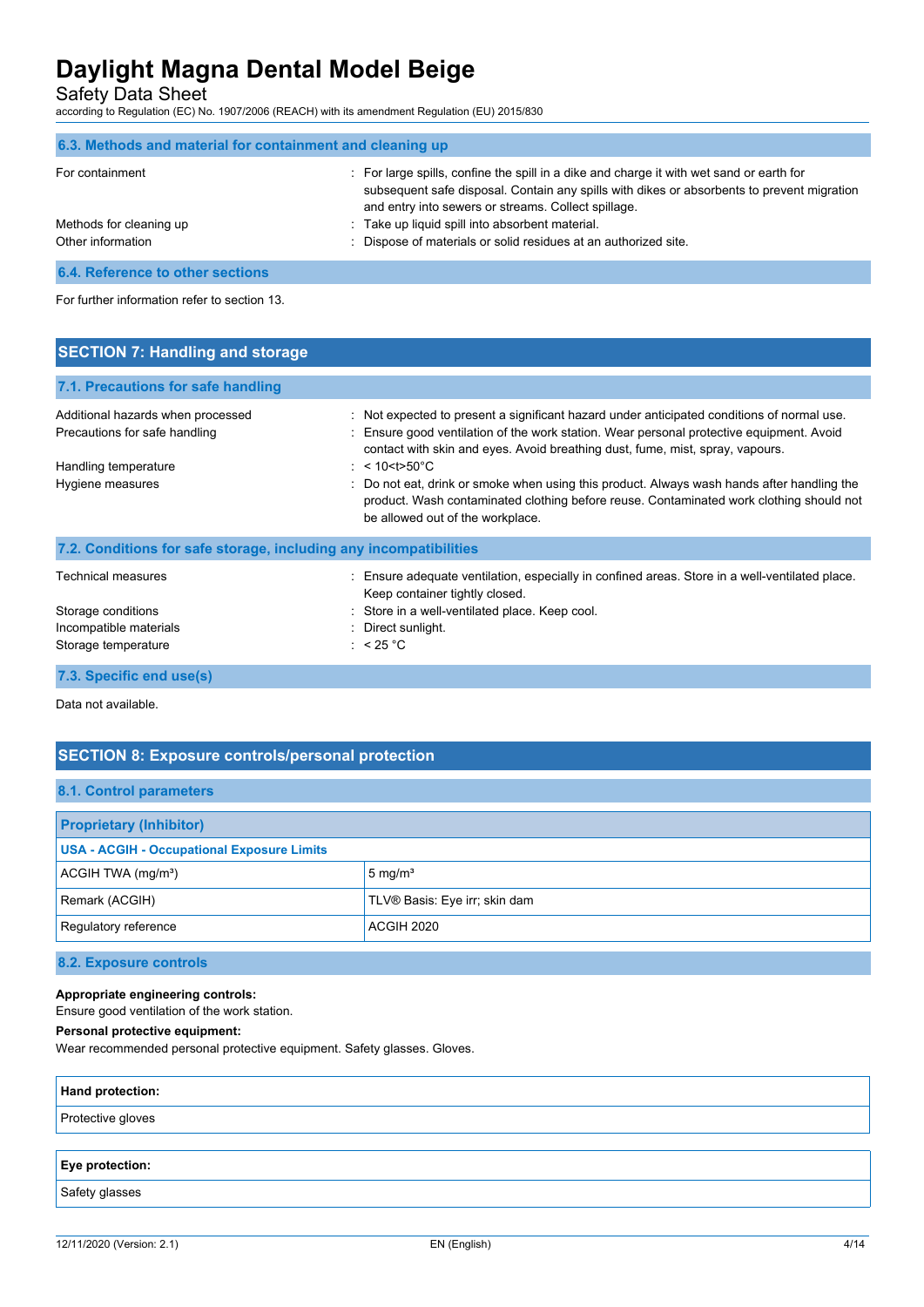### 6.3. Methods and material for containment and cleaning up

| | |
|---|---|
| For containment | : For large spills, confine the spill in a dike and charge it with wet sand or earth for subsequent safe disposal. Contain any spills with dikes or absorbents to prevent migration and entry into sewers or streams. Collect spillage. |
| Methods for cleaning up | : Take up liquid spill into absorbent material. |
| Other information | : Dispose of materials or solid residues at an authorized site. |

### 6.4. Reference to other sections

For further information refer to section 13.

## SECTION 7: Handling and storage

### 7.1. Precautions for safe handling

| | |
|---|---|
| Additional hazards when processed | : Not expected to present a significant hazard under anticipated conditions of normal use. |
| Precautions for safe handling | : Ensure good ventilation of the work station. Wear personal protective equipment. Avoid contact with skin and eyes. Avoid breathing dust, fume, mist, spray, vapours. |
| Handling temperature | : < 10<t>50°C |
| Hygiene measures | : Do not eat, drink or smoke when using this product. Always wash hands after handling the product. Wash contaminated clothing before reuse. Contaminated work clothing should not be allowed out of the workplace. |

### 7.2. Conditions for safe storage, including any incompatibilities

| | |
|---|---|
| Technical measures | : Ensure adequate ventilation, especially in confined areas. Store in a well-ventilated place. Keep container tightly closed. |
| Storage conditions | : Store in a well-ventilated place. Keep cool. |
| Incompatible materials | : Direct sunlight. |
| Storage temperature | : < 25 °C |

### 7.3. Specific end use(s)

Data not available.

## SECTION 8: Exposure controls/personal protection

### 8.1. Control parameters

| Proprietary (Inhibitor) | |
|---|---|
| **USA - ACGIH - Occupational Exposure Limits** | |
| ACGIH TWA (mg/m³) | 5 mg/m³ |
| Remark (ACGIH) | TLV® Basis: Eye irr; skin dam |
| Regulatory reference | ACGIH 2020 |

### 8.2. Exposure controls

**Appropriate engineering controls:**
Ensure good ventilation of the work station.

**Personal protective equipment:**
Wear recommended personal protective equipment. Safety glasses. Gloves.

| Hand protection: |
|---|
| Protective gloves |

| Eye protection: |
|---|
| Safety glasses |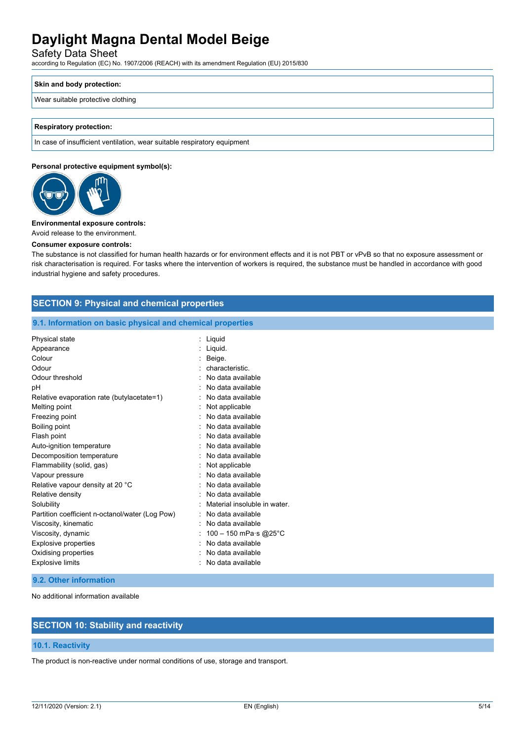| Skin and body protection: |
|---|
| Wear suitable protective clothing |

| Respiratory protection: |
|---|
| In case of insufficient ventilation, wear suitable respiratory equipment |

**Personal protective equipment symbol(s):**

**Environmental exposure controls:**

Avoid release to the environment.

**Consumer exposure controls:**

The substance is not classified for human health hazards or for environment effects and it is not PBT or vPvB so that no exposure assessment or risk characterisation is required. For tasks where the intervention of workers is required, the substance must be handled in accordance with good industrial hygiene and safety procedures.

## SECTION 9: Physical and chemical properties

### 9.1. Information on basic physical and chemical properties

| | |
|---|---|
| Physical state | : Liquid |
| Appearance | : Liquid. |
| Colour | : Beige. |
| Odour | : characteristic. |
| Odour threshold | : No data available |
| pH | : No data available |
| Relative evaporation rate (butylacetate=1) | : No data available |
| Melting point | : Not applicable |
| Freezing point | : No data available |
| Boiling point | : No data available |
| Flash point | : No data available |
| Auto-ignition temperature | : No data available |
| Decomposition temperature | : No data available |
| Flammability (solid, gas) | : Not applicable |
| Vapour pressure | : No data available |
| Relative vapour density at 20 °C | : No data available |
| Relative density | : No data available |
| Solubility | : Material insoluble in water. |
| Partition coefficient n-octanol/water (Log Pow) | : No data available |
| Viscosity, kinematic | : No data available |
| Viscosity, dynamic | : 100 – 150 mPa·s @25°C |
| Explosive properties | : No data available |
| Oxidising properties | : No data available |
| Explosive limits | : No data available |

### 9.2. Other information

No additional information available

## SECTION 10: Stability and reactivity

### 10.1. Reactivity

The product is non-reactive under normal conditions of use, storage and transport.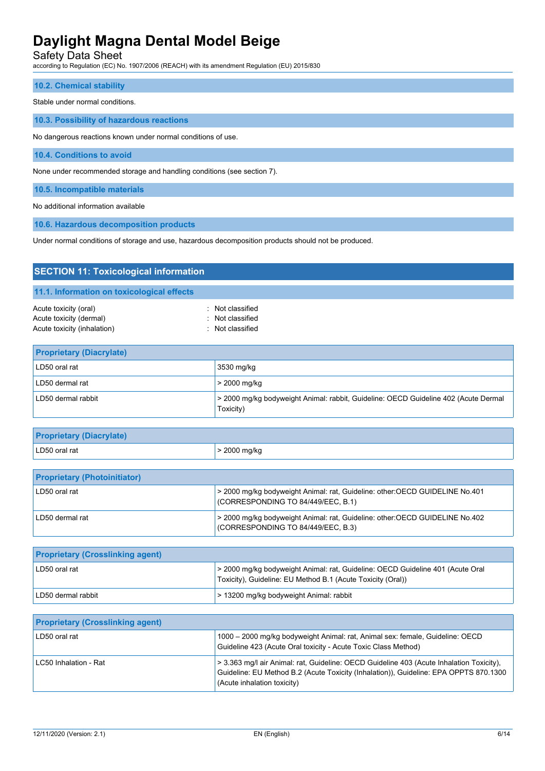### 10.2. Chemical stability

Stable under normal conditions.

### 10.3. Possibility of hazardous reactions

No dangerous reactions known under normal conditions of use.

### 10.4. Conditions to avoid

None under recommended storage and handling conditions (see section 7).

### 10.5. Incompatible materials

No additional information available

### 10.6. Hazardous decomposition products

Under normal conditions of storage and use, hazardous decomposition products should not be produced.

## SECTION 11: Toxicological information

### 11.1. Information on toxicological effects

Acute toxicity (oral) : Not classified
Acute toxicity (dermal) : Not classified
Acute toxicity (inhalation) : Not classified

| Proprietary (Diacrylate) | |
|---|---|
| LD50 oral rat | 3530 mg/kg |
| LD50 dermal rat | > 2000 mg/kg |
| LD50 dermal rabbit | > 2000 mg/kg bodyweight Animal: rabbit, Guideline: OECD Guideline 402 (Acute Dermal Toxicity) |

| Proprietary (Diacrylate) | |
|---|---|
| LD50 oral rat | > 2000 mg/kg |

| Proprietary (Photoinitiator) | |
|---|---|
| LD50 oral rat | > 2000 mg/kg bodyweight Animal: rat, Guideline: other:OECD GUIDELINE No.401 (CORRESPONDING TO 84/449/EEC, B.1) |
| LD50 dermal rat | > 2000 mg/kg bodyweight Animal: rat, Guideline: other:OECD GUIDELINE No.402 (CORRESPONDING TO 84/449/EEC, B.3) |

| Proprietary (Crosslinking agent) | |
|---|---|
| LD50 oral rat | > 2000 mg/kg bodyweight Animal: rat, Guideline: OECD Guideline 401 (Acute Oral Toxicity), Guideline: EU Method B.1 (Acute Toxicity (Oral)) |
| LD50 dermal rabbit | > 13200 mg/kg bodyweight Animal: rabbit |

| Proprietary (Crosslinking agent) | |
|---|---|
| LD50 oral rat | 1000 – 2000 mg/kg bodyweight Animal: rat, Animal sex: female, Guideline: OECD Guideline 423 (Acute Oral toxicity - Acute Toxic Class Method) |
| LC50 Inhalation - Rat | > 3.363 mg/l air Animal: rat, Guideline: OECD Guideline 403 (Acute Inhalation Toxicity), Guideline: EU Method B.2 (Acute Toxicity (Inhalation)), Guideline: EPA OPPTS 870.1300 (Acute inhalation toxicity) |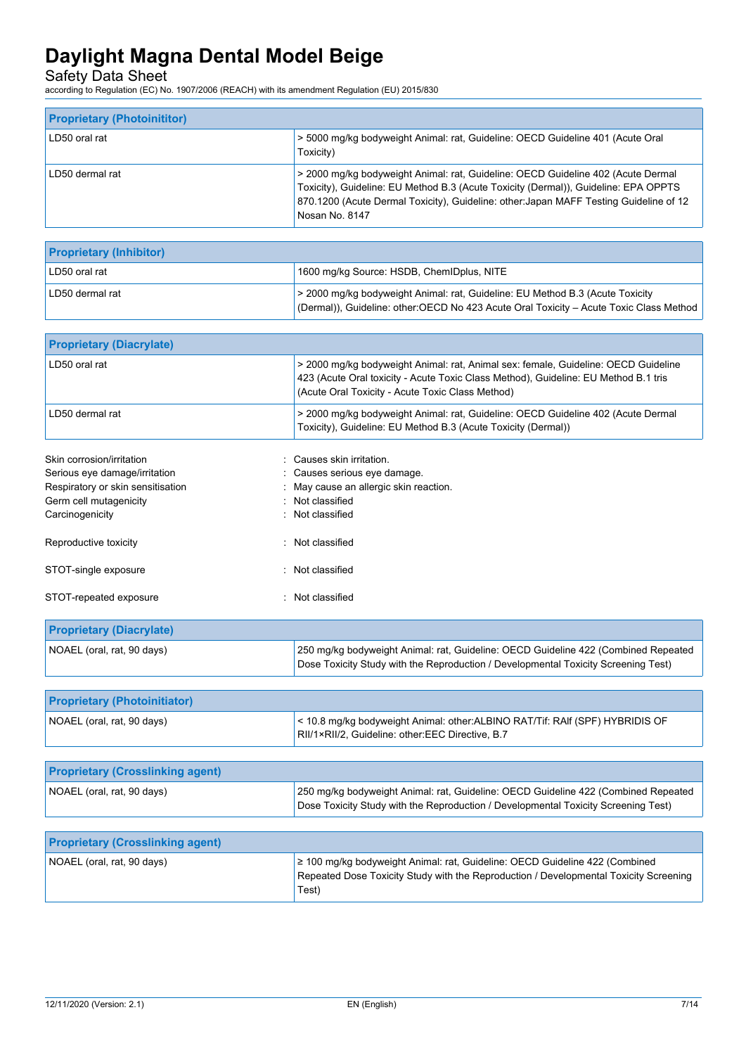| Proprietary (Photoinititor) | |
|---|---|
| LD50 oral rat | > 5000 mg/kg bodyweight Animal: rat, Guideline: OECD Guideline 401 (Acute Oral Toxicity) |
| LD50 dermal rat | > 2000 mg/kg bodyweight Animal: rat, Guideline: OECD Guideline 402 (Acute Dermal Toxicity), Guideline: EU Method B.3 (Acute Toxicity (Dermal)), Guideline: EPA OPPTS 870.1200 (Acute Dermal Toxicity), Guideline: other:Japan MAFF Testing Guideline of 12 Nosan No. 8147 |

| Proprietary (Inhibitor) | |
|---|---|
| LD50 oral rat | 1600 mg/kg Source: HSDB, ChemIDplus, NITE |
| LD50 dermal rat | > 2000 mg/kg bodyweight Animal: rat, Guideline: EU Method B.3 (Acute Toxicity (Dermal)), Guideline: other:OECD No 423 Acute Oral Toxicity – Acute Toxic Class Method |

| Proprietary (Diacrylate) | |
|---|---|
| LD50 oral rat | > 2000 mg/kg bodyweight Animal: rat, Animal sex: female, Guideline: OECD Guideline 423 (Acute Oral toxicity - Acute Toxic Class Method), Guideline: EU Method B.1 tris (Acute Oral Toxicity - Acute Toxic Class Method) |
| LD50 dermal rat | > 2000 mg/kg bodyweight Animal: rat, Guideline: OECD Guideline 402 (Acute Dermal Toxicity), Guideline: EU Method B.3 (Acute Toxicity (Dermal)) |

Skin corrosion/irritation : Causes skin irritation.

Serious eye damage/irritation : Causes serious eye damage.

Respiratory or skin sensitisation : May cause an allergic skin reaction.

Germ cell mutagenicity : Not classified

Carcinogenicity : Not classified

Reproductive toxicity : Not classified

STOT-single exposure : Not classified

STOT-repeated exposure : Not classified

| Proprietary (Diacrylate) | |
|---|---|
| NOAEL (oral, rat, 90 days) | 250 mg/kg bodyweight Animal: rat, Guideline: OECD Guideline 422 (Combined Repeated Dose Toxicity Study with the Reproduction / Developmental Toxicity Screening Test) |

| Proprietary (Photoinitiator) | |
|---|---|
| NOAEL (oral, rat, 90 days) | < 10.8 mg/kg bodyweight Animal: other:ALBINO RAT/Tif: RAlf (SPF) HYBRIDIS OF RII/1×RII/2, Guideline: other:EEC Directive, B.7 |

| Proprietary (Crosslinking agent) | |
|---|---|
| NOAEL (oral, rat, 90 days) | 250 mg/kg bodyweight Animal: rat, Guideline: OECD Guideline 422 (Combined Repeated Dose Toxicity Study with the Reproduction / Developmental Toxicity Screening Test) |

| Proprietary (Crosslinking agent) | |
|---|---|
| NOAEL (oral, rat, 90 days) | ≥ 100 mg/kg bodyweight Animal: rat, Guideline: OECD Guideline 422 (Combined Repeated Dose Toxicity Study with the Reproduction / Developmental Toxicity Screening Test) |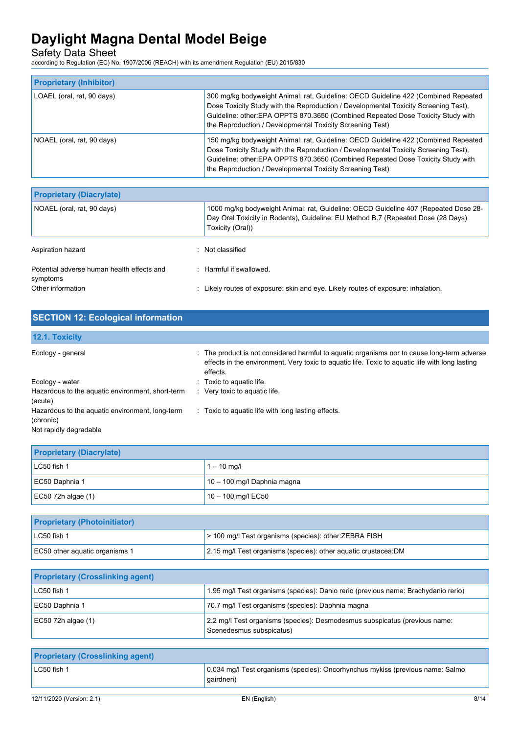| Proprietary (Inhibitor) | |
|---|---|
| LOAEL (oral, rat, 90 days) | 300 mg/kg bodyweight Animal: rat, Guideline: OECD Guideline 422 (Combined Repeated Dose Toxicity Study with the Reproduction / Developmental Toxicity Screening Test), Guideline: other:EPA OPPTS 870.3650 (Combined Repeated Dose Toxicity Study with the Reproduction / Developmental Toxicity Screening Test) |
| NOAEL (oral, rat, 90 days) | 150 mg/kg bodyweight Animal: rat, Guideline: OECD Guideline 422 (Combined Repeated Dose Toxicity Study with the Reproduction / Developmental Toxicity Screening Test), Guideline: other:EPA OPPTS 870.3650 (Combined Repeated Dose Toxicity Study with the Reproduction / Developmental Toxicity Screening Test) |

| Proprietary (Diacrylate) | |
|---|---|
| NOAEL (oral, rat, 90 days) | 1000 mg/kg bodyweight Animal: rat, Guideline: OECD Guideline 407 (Repeated Dose 28-Day Oral Toxicity in Rodents), Guideline: EU Method B.7 (Repeated Dose (28 Days) Toxicity (Oral)) |

Aspiration hazard : Not classified

Potential adverse human health effects and symptoms : Harmful if swallowed.

Other information : Likely routes of exposure: skin and eye. Likely routes of exposure: inhalation.

## SECTION 12: Ecological information

### 12.1. Toxicity

Ecology - general : The product is not considered harmful to aquatic organisms nor to cause long-term adverse effects in the environment. Very toxic to aquatic life. Toxic to aquatic life with long lasting effects.

Ecology - water : Toxic to aquatic life.

Hazardous to the aquatic environment, short-term (acute) : Very toxic to aquatic life.

Hazardous to the aquatic environment, long-term (chronic) : Toxic to aquatic life with long lasting effects.

Not rapidly degradable

| Proprietary (Diacrylate) | |
|---|---|
| LC50 fish 1 | 1 – 10 mg/l |
| EC50 Daphnia 1 | 10 – 100 mg/l Daphnia magna |
| EC50 72h algae (1) | 10 – 100 mg/l EC50 |

| Proprietary (Photoinitiator) | |
|---|---|
| LC50 fish 1 | > 100 mg/l Test organisms (species): other:ZEBRA FISH |
| EC50 other aquatic organisms 1 | 2.15 mg/l Test organisms (species): other aquatic crustacea:DM |

| Proprietary (Crosslinking agent) | |
|---|---|
| LC50 fish 1 | 1.95 mg/l Test organisms (species): Danio rerio (previous name: Brachydanio rerio) |
| EC50 Daphnia 1 | 70.7 mg/l Test organisms (species): Daphnia magna |
| EC50 72h algae (1) | 2.2 mg/l Test organisms (species): Desmodesmus subspicatus (previous name: Scenedesmus subspicatus) |

| Proprietary (Crosslinking agent) | |
|---|---|
| LC50 fish 1 | 0.034 mg/l Test organisms (species): Oncorhynchus mykiss (previous name: Salmo gairdneri) |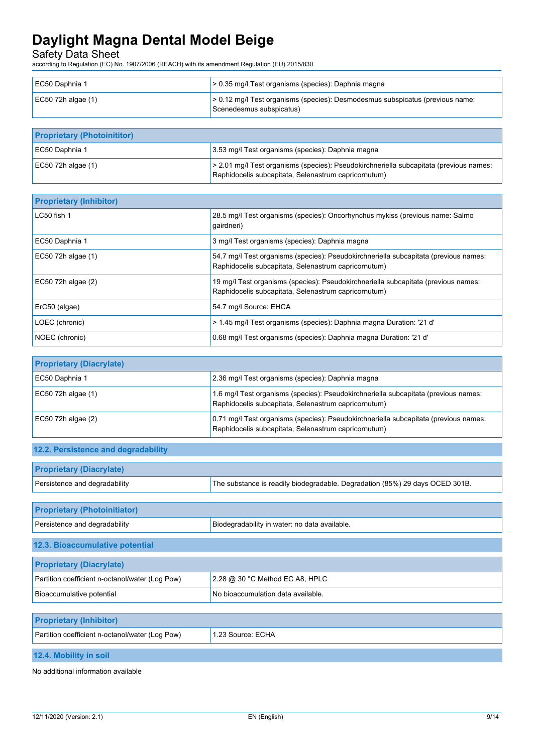| | |
|---|---|
| EC50 Daphnia 1 | > 0.35 mg/l Test organisms (species): Daphnia magna |
| EC50 72h algae (1) | > 0.12 mg/l Test organisms (species): Desmodesmus subspicatus (previous name: Scenedesmus subspicatus) |

| Proprietary (Photoinititor) | |
|---|---|
| EC50 Daphnia 1 | 3.53 mg/l Test organisms (species): Daphnia magna |
| EC50 72h algae (1) | > 2.01 mg/l Test organisms (species): Pseudokirchneriella subcapitata (previous names: Raphidocelis subcapitata, Selenastrum capricornutum) |

| Proprietary (Inhibitor) | |
|---|---|
| LC50 fish 1 | 28.5 mg/l Test organisms (species): Oncorhynchus mykiss (previous name: Salmo gairdneri) |
| EC50 Daphnia 1 | 3 mg/l Test organisms (species): Daphnia magna |
| EC50 72h algae (1) | 54.7 mg/l Test organisms (species): Pseudokirchneriella subcapitata (previous names: Raphidocelis subcapitata, Selenastrum capricornutum) |
| EC50 72h algae (2) | 19 mg/l Test organisms (species): Pseudokirchneriella subcapitata (previous names: Raphidocelis subcapitata, Selenastrum capricornutum) |
| ErC50 (algae) | 54.7 mg/l Source: EHCA |
| LOEC (chronic) | > 1.45 mg/l Test organisms (species): Daphnia magna Duration: '21 d' |
| NOEC (chronic) | 0.68 mg/l Test organisms (species): Daphnia magna Duration: '21 d' |

| Proprietary (Diacrylate) | |
|---|---|
| EC50 Daphnia 1 | 2.36 mg/l Test organisms (species): Daphnia magna |
| EC50 72h algae (1) | 1.6 mg/l Test organisms (species): Pseudokirchneriella subcapitata (previous names: Raphidocelis subcapitata, Selenastrum capricornutum) |
| EC50 72h algae (2) | 0.71 mg/l Test organisms (species): Pseudokirchneriella subcapitata (previous names: Raphidocelis subcapitata, Selenastrum capricornutum) |

## 12.2. Persistence and degradability

| Proprietary (Diacrylate) | |
|---|---|
| Persistence and degradability | The substance is readily biodegradable. Degradation (85%) 29 days OCED 301B. |

| Proprietary (Photoinitiator) | |
|---|---|
| Persistence and degradability | Biodegradability in water: no data available. |

## 12.3. Bioaccumulative potential

| Proprietary (Diacrylate) | |
|---|---|
| Partition coefficient n-octanol/water (Log Pow) | 2.28 @ 30 °C Method EC A8, HPLC |
| Bioaccumulative potential | No bioaccumulation data available. |

| Proprietary (Inhibitor) | |
|---|---|
| Partition coefficient n-octanol/water (Log Pow) | 1.23 Source: ECHA |

## 12.4. Mobility in soil

No additional information available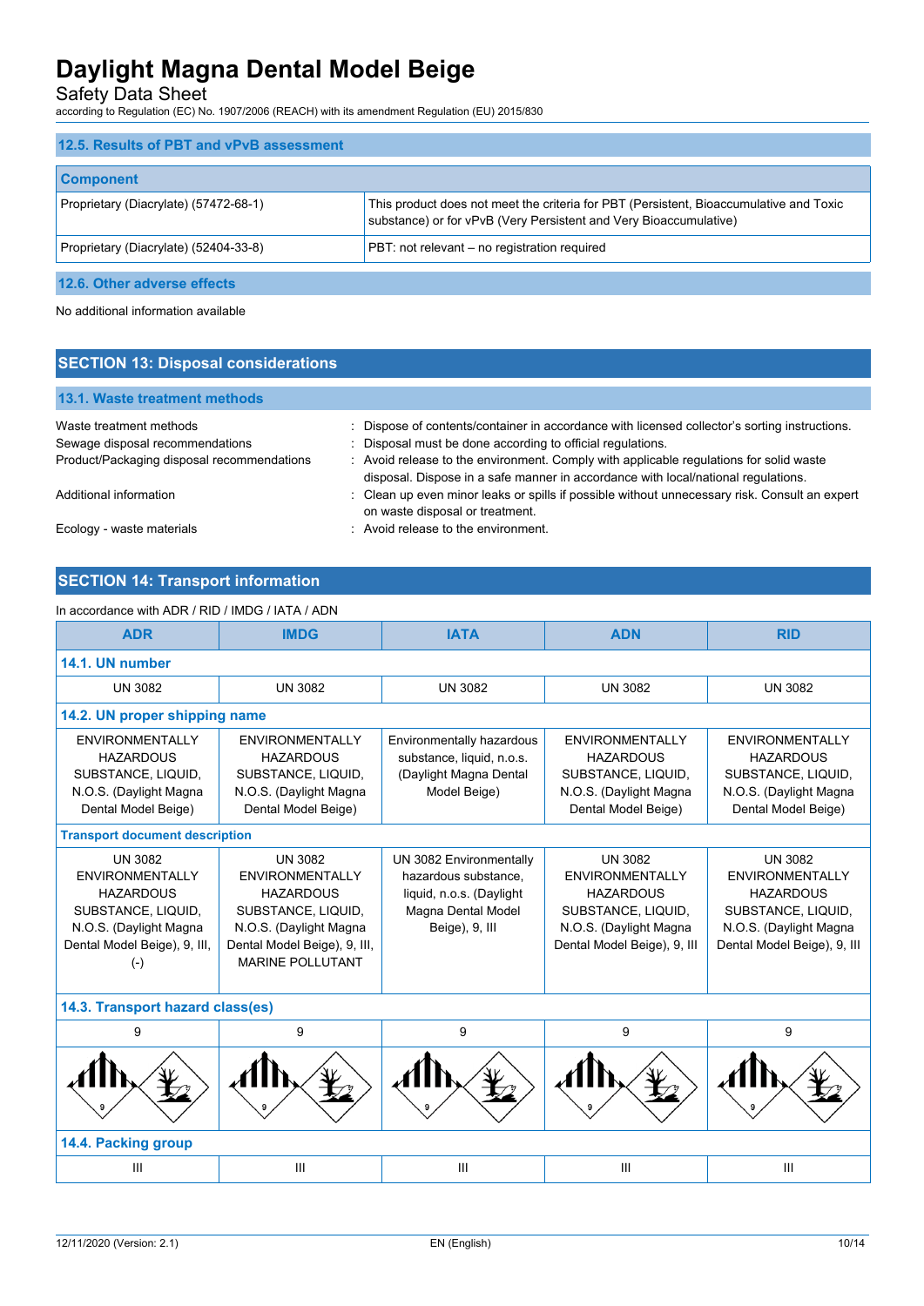### 12.5. Results of PBT and vPvB assessment

| Component | |
|---|---|
| Proprietary (Diacrylate) (57472-68-1) | This product does not meet the criteria for PBT (Persistent, Bioaccumulative and Toxic substance) or for vPvB (Very Persistent and Very Bioaccumulative) |
| Proprietary (Diacrylate) (52404-33-8) | PBT: not relevant – no registration required |

### 12.6. Other adverse effects

No additional information available

## SECTION 13: Disposal considerations

### 13.1. Waste treatment methods

Waste treatment methods : Dispose of contents/container in accordance with licensed collector's sorting instructions.

Sewage disposal recommendations : Disposal must be done according to official regulations.

Product/Packaging disposal recommendations : Avoid release to the environment. Comply with applicable regulations for solid waste disposal. Dispose in a safe manner in accordance with local/national regulations.

Additional information : Clean up even minor leaks or spills if possible without unnecessary risk. Consult an expert on waste disposal or treatment.

Ecology - waste materials : Avoid release to the environment.

## SECTION 14: Transport information

In accordance with ADR / RID / IMDG / IATA / ADN

| ADR | IMDG | IATA | ADN | RID |
|---|---|---|---|---|
| **14.1. UN number** | | | | |
| UN 3082 | UN 3082 | UN 3082 | UN 3082 | UN 3082 |
| **14.2. UN proper shipping name** | | | | |
| ENVIRONMENTALLY HAZARDOUS SUBSTANCE, LIQUID, N.O.S. (Daylight Magna Dental Model Beige) | ENVIRONMENTALLY HAZARDOUS SUBSTANCE, LIQUID, N.O.S. (Daylight Magna Dental Model Beige) | Environmentally hazardous substance, liquid, n.o.s. (Daylight Magna Dental Model Beige) | ENVIRONMENTALLY HAZARDOUS SUBSTANCE, LIQUID, N.O.S. (Daylight Magna Dental Model Beige) | ENVIRONMENTALLY HAZARDOUS SUBSTANCE, LIQUID, N.O.S. (Daylight Magna Dental Model Beige) |
| **Transport document description** | | | | |
| UN 3082 ENVIRONMENTALLY HAZARDOUS SUBSTANCE, LIQUID, N.O.S. (Daylight Magna Dental Model Beige), 9, III, (-) | UN 3082 ENVIRONMENTALLY HAZARDOUS SUBSTANCE, LIQUID, N.O.S. (Daylight Magna Dental Model Beige), 9, III, MARINE POLLUTANT | UN 3082 Environmentally hazardous substance, liquid, n.o.s. (Daylight Magna Dental Model Beige), 9, III | UN 3082 ENVIRONMENTALLY HAZARDOUS SUBSTANCE, LIQUID, N.O.S. (Daylight Magna Dental Model Beige), 9, III | UN 3082 ENVIRONMENTALLY HAZARDOUS SUBSTANCE, LIQUID, N.O.S. (Daylight Magna Dental Model Beige), 9, III |
| **14.3. Transport hazard class(es)** | | | | |
| 9 | 9 | 9 | 9 | 9 |
| **14.4. Packing group** | | | | |
| III | III | III | III | III |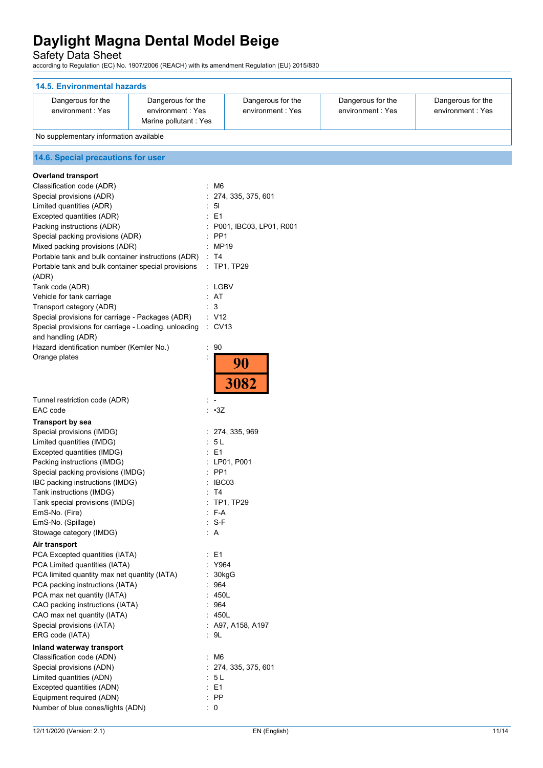### 14.5. Environmental hazards

| | | | | |
|---|---|---|---|---|
| Dangerous for the environment : Yes | Dangerous for the environment : Yes<br>Marine pollutant : Yes | Dangerous for the environment : Yes | Dangerous for the environment : Yes | Dangerous for the environment : Yes |

No supplementary information available

### 14.6. Special precautions for user

**Overland transport**

Classification code (ADR) : M6
Special provisions (ADR) : 274, 335, 375, 601
Limited quantities (ADR) : 5l
Excepted quantities (ADR) : E1
Packing instructions (ADR) : P001, IBC03, LP01, R001
Special packing provisions (ADR) : PP1
Mixed packing provisions (ADR) : MP19
Portable tank and bulk container instructions (ADR) : T4
Portable tank and bulk container special provisions (ADR) : TP1, TP29
Tank code (ADR) : LGBV
Vehicle for tank carriage : AT
Transport category (ADR) : 3
Special provisions for carriage - Packages (ADR) : V12
Special provisions for carriage - Loading, unloading and handling (ADR) : CV13
Hazard identification number (Kemler No.) : 90
Orange plates :

| 90 |
|---|
| 3082 |

Tunnel restriction code (ADR) : -
EAC code : •3Z

**Transport by sea**

Special provisions (IMDG) : 274, 335, 969
Limited quantities (IMDG) : 5 L
Excepted quantities (IMDG) : E1
Packing instructions (IMDG) : LP01, P001
Special packing provisions (IMDG) : PP1
IBC packing instructions (IMDG) : IBC03
Tank instructions (IMDG) : T4
Tank special provisions (IMDG) : TP1, TP29
EmS-No. (Fire) : F-A
EmS-No. (Spillage) : S-F
Stowage category (IMDG) : A

**Air transport**

PCA Excepted quantities (IATA) : E1
PCA Limited quantities (IATA) : Y964
PCA limited quantity max net quantity (IATA) : 30kgG
PCA packing instructions (IATA) : 964
PCA max net quantity (IATA) : 450L
CAO packing instructions (IATA) : 964
CAO max net quantity (IATA) : 450L
Special provisions (IATA) : A97, A158, A197
ERG code (IATA) : 9L

**Inland waterway transport**

Classification code (ADN) : M6
Special provisions (ADN) : 274, 335, 375, 601
Limited quantities (ADN) : 5 L
Excepted quantities (ADN) : E1
Equipment required (ADN) : PP
Number of blue cones/lights (ADN) : 0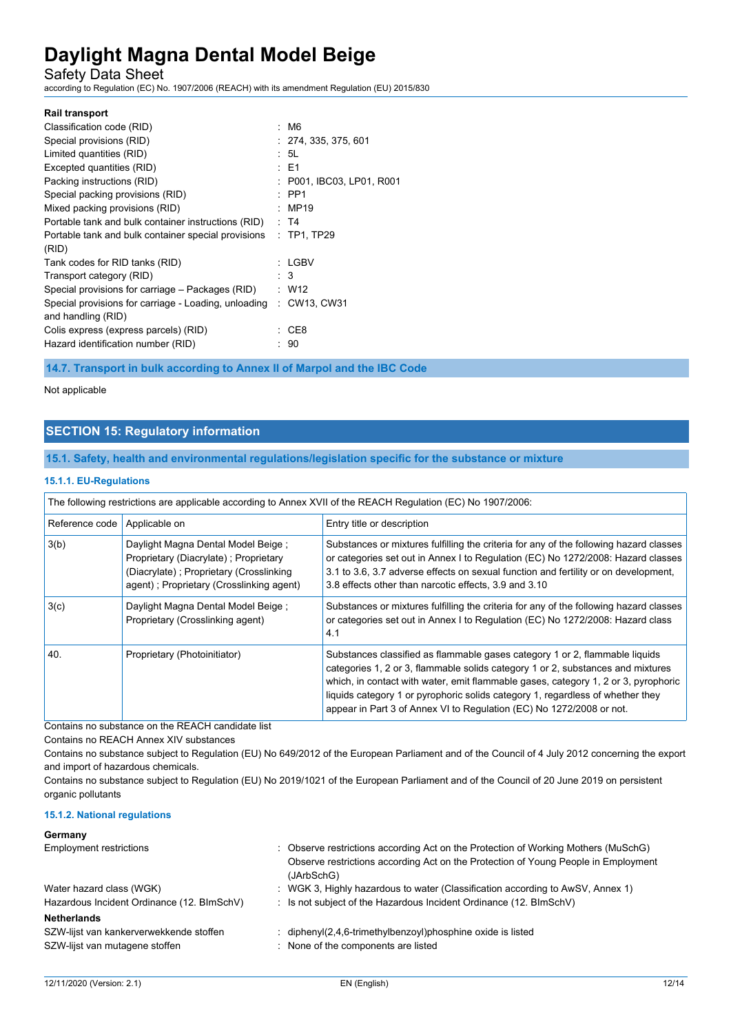**Rail transport**

| | |
|---|---|
| Classification code (RID) | : M6 |
| Special provisions (RID) | : 274, 335, 375, 601 |
| Limited quantities (RID) | : 5L |
| Excepted quantities (RID) | : E1 |
| Packing instructions (RID) | : P001, IBC03, LP01, R001 |
| Special packing provisions (RID) | : PP1 |
| Mixed packing provisions (RID) | : MP19 |
| Portable tank and bulk container instructions (RID) | : T4 |
| Portable tank and bulk container special provisions (RID) | : TP1, TP29 |
| Tank codes for RID tanks (RID) | : LGBV |
| Transport category (RID) | : 3 |
| Special provisions for carriage – Packages (RID) | : W12 |
| Special provisions for carriage - Loading, unloading and handling (RID) | : CW13, CW31 |
| Colis express (express parcels) (RID) | : CE8 |
| Hazard identification number (RID) | : 90 |

### 14.7. Transport in bulk according to Annex II of Marpol and the IBC Code

Not applicable

## SECTION 15: Regulatory information

### 15.1. Safety, health and environmental regulations/legislation specific for the substance or mixture

#### 15.1.1. EU-Regulations

The following restrictions are applicable according to Annex XVII of the REACH Regulation (EC) No 1907/2006:

| Reference code | Applicable on | Entry title or description |
|---|---|---|
| 3(b) | Daylight Magna Dental Model Beige ; Proprietary (Diacrylate) ; Proprietary (Diacrylate) ; Proprietary (Crosslinking agent) ; Proprietary (Crosslinking agent) | Substances or mixtures fulfilling the criteria for any of the following hazard classes or categories set out in Annex I to Regulation (EC) No 1272/2008: Hazard classes 3.1 to 3.6, 3.7 adverse effects on sexual function and fertility or on development, 3.8 effects other than narcotic effects, 3.9 and 3.10 |
| 3(c) | Daylight Magna Dental Model Beige ; Proprietary (Crosslinking agent) | Substances or mixtures fulfilling the criteria for any of the following hazard classes or categories set out in Annex I to Regulation (EC) No 1272/2008: Hazard class 4.1 |
| 40. | Proprietary (Photoinitiator) | Substances classified as flammable gases category 1 or 2, flammable liquids categories 1, 2 or 3, flammable solids category 1 or 2, substances and mixtures which, in contact with water, emit flammable gases, category 1, 2 or 3, pyrophoric liquids category 1 or pyrophoric solids category 1, regardless of whether they appear in Part 3 of Annex VI to Regulation (EC) No 1272/2008 or not. |

Contains no substance on the REACH candidate list

Contains no REACH Annex XIV substances

Contains no substance subject to Regulation (EU) No 649/2012 of the European Parliament and of the Council of 4 July 2012 concerning the export and import of hazardous chemicals.

Contains no substance subject to Regulation (EU) No 2019/1021 of the European Parliament and of the Council of 20 June 2019 on persistent organic pollutants

#### 15.1.2. National regulations

**Germany**

| | |
|---|---|
| Employment restrictions | : Observe restrictions according Act on the Protection of Working Mothers (MuSchG) Observe restrictions according Act on the Protection of Young People in Employment (JArbSchG) |
| Water hazard class (WGK) | : WGK 3, Highly hazardous to water (Classification according to AwSV, Annex 1) |
| Hazardous Incident Ordinance (12. BImSchV) | : Is not subject of the Hazardous Incident Ordinance (12. BImSchV) |

**Netherlands**

| | |
|---|---|
| SZW-lijst van kankerverwekkende stoffen | : diphenyl(2,4,6-trimethylbenzoyl)phosphine oxide is listed |
| SZW-lijst van mutagene stoffen | : None of the components are listed |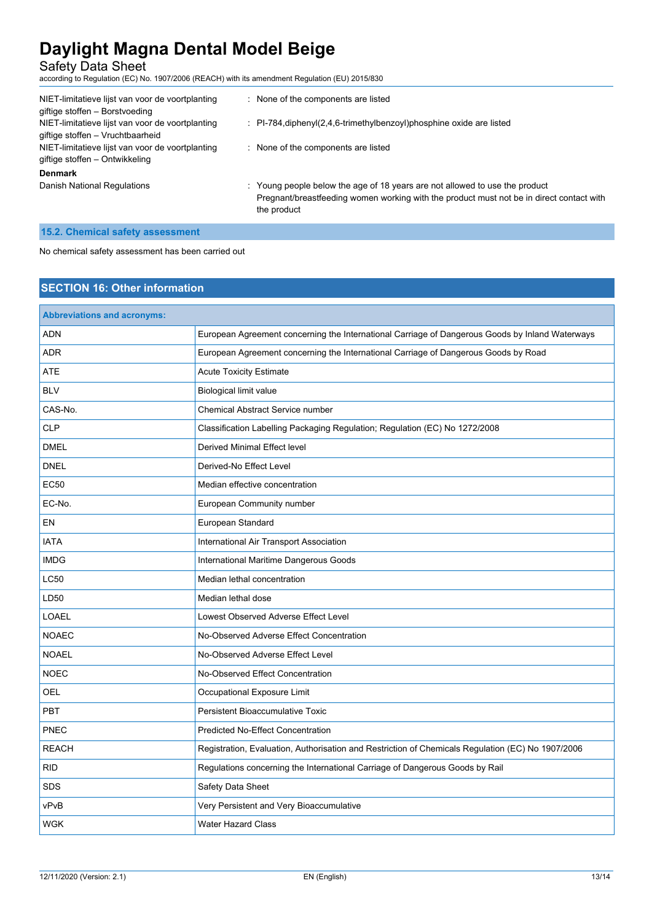| | |
|---|---|
| NIET-limitatieve lijst van voor de voortplanting giftige stoffen – Borstvoeding | : None of the components are listed |
| NIET-limitatieve lijst van voor de voortplanting giftige stoffen – Vruchtbaarheid | : PI-784,diphenyl(2,4,6-trimethylbenzoyl)phosphine oxide are listed |
| NIET-limitatieve lijst van voor de voortplanting giftige stoffen – Ontwikkeling | : None of the components are listed |

**Denmark**

| | |
|---|---|
| Danish National Regulations | : Young people below the age of 18 years are not allowed to use the product<br>Pregnant/breastfeeding women working with the product must not be in direct contact with the product |

### 15.2. Chemical safety assessment

No chemical safety assessment has been carried out

## SECTION 16: Other information

| Abbreviations and acronyms: | |
|---|---|
| ADN | European Agreement concerning the International Carriage of Dangerous Goods by Inland Waterways |
| ADR | European Agreement concerning the International Carriage of Dangerous Goods by Road |
| ATE | Acute Toxicity Estimate |
| BLV | Biological limit value |
| CAS-No. | Chemical Abstract Service number |
| CLP | Classification Labelling Packaging Regulation; Regulation (EC) No 1272/2008 |
| DMEL | Derived Minimal Effect level |
| DNEL | Derived-No Effect Level |
| EC50 | Median effective concentration |
| EC-No. | European Community number |
| EN | European Standard |
| IATA | International Air Transport Association |
| IMDG | International Maritime Dangerous Goods |
| LC50 | Median lethal concentration |
| LD50 | Median lethal dose |
| LOAEL | Lowest Observed Adverse Effect Level |
| NOAEC | No-Observed Adverse Effect Concentration |
| NOAEL | No-Observed Adverse Effect Level |
| NOEC | No-Observed Effect Concentration |
| OEL | Occupational Exposure Limit |
| PBT | Persistent Bioaccumulative Toxic |
| PNEC | Predicted No-Effect Concentration |
| REACH | Registration, Evaluation, Authorisation and Restriction of Chemicals Regulation (EC) No 1907/2006 |
| RID | Regulations concerning the International Carriage of Dangerous Goods by Rail |
| SDS | Safety Data Sheet |
| vPvB | Very Persistent and Very Bioaccumulative |
| WGK | Water Hazard Class |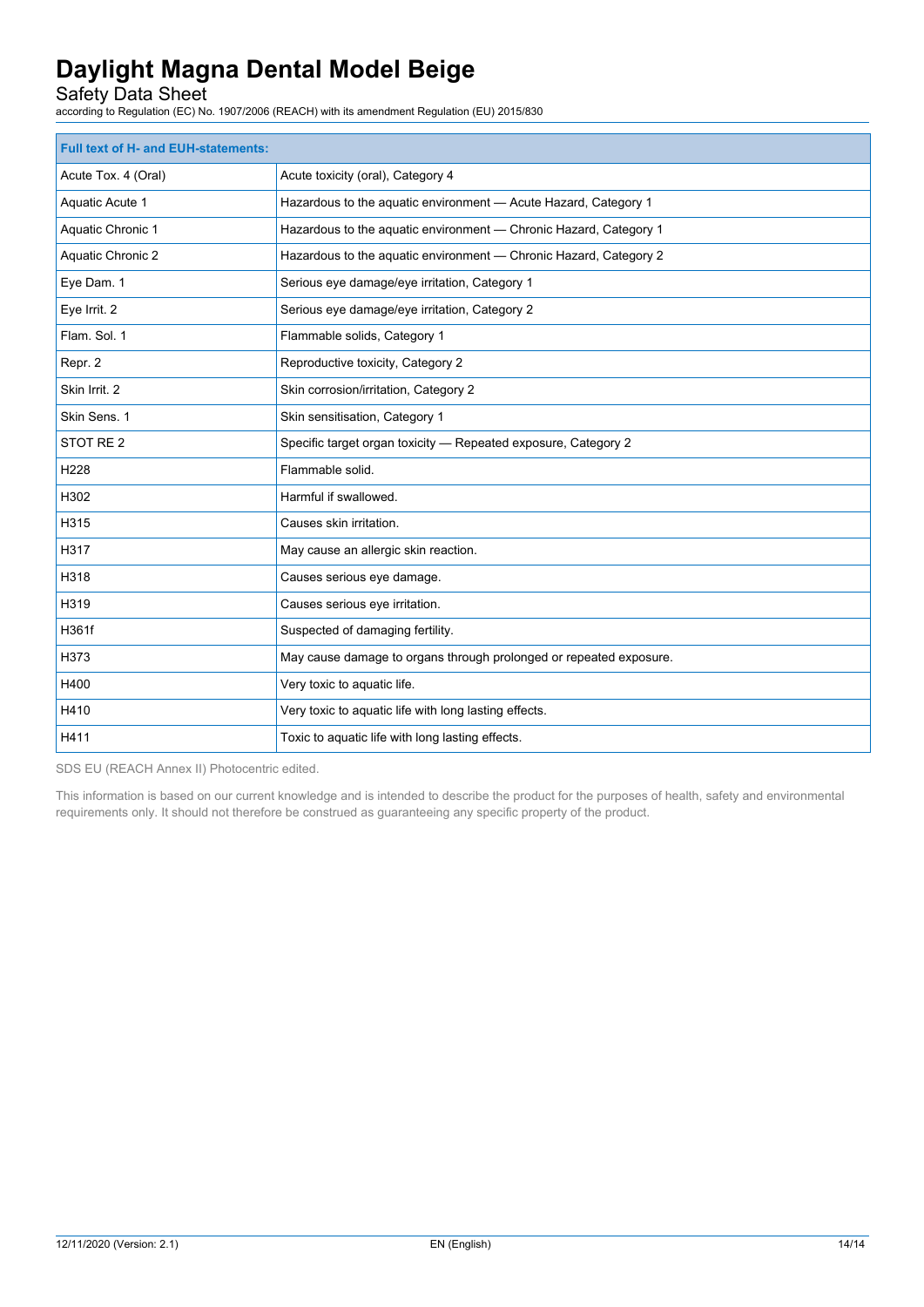| Full text of H- and EUH-statements: | |
|---|---|
| Acute Tox. 4 (Oral) | Acute toxicity (oral), Category 4 |
| Aquatic Acute 1 | Hazardous to the aquatic environment — Acute Hazard, Category 1 |
| Aquatic Chronic 1 | Hazardous to the aquatic environment — Chronic Hazard, Category 1 |
| Aquatic Chronic 2 | Hazardous to the aquatic environment — Chronic Hazard, Category 2 |
| Eye Dam. 1 | Serious eye damage/eye irritation, Category 1 |
| Eye Irrit. 2 | Serious eye damage/eye irritation, Category 2 |
| Flam. Sol. 1 | Flammable solids, Category 1 |
| Repr. 2 | Reproductive toxicity, Category 2 |
| Skin Irrit. 2 | Skin corrosion/irritation, Category 2 |
| Skin Sens. 1 | Skin sensitisation, Category 1 |
| STOT RE 2 | Specific target organ toxicity — Repeated exposure, Category 2 |
| H228 | Flammable solid. |
| H302 | Harmful if swallowed. |
| H315 | Causes skin irritation. |
| H317 | May cause an allergic skin reaction. |
| H318 | Causes serious eye damage. |
| H319 | Causes serious eye irritation. |
| H361f | Suspected of damaging fertility. |
| H373 | May cause damage to organs through prolonged or repeated exposure. |
| H400 | Very toxic to aquatic life. |
| H410 | Very toxic to aquatic life with long lasting effects. |
| H411 | Toxic to aquatic life with long lasting effects. |

SDS EU (REACH Annex II) Photocentric edited.

This information is based on our current knowledge and is intended to describe the product for the purposes of health, safety and environmental requirements only. It should not therefore be construed as guaranteeing any specific property of the product.